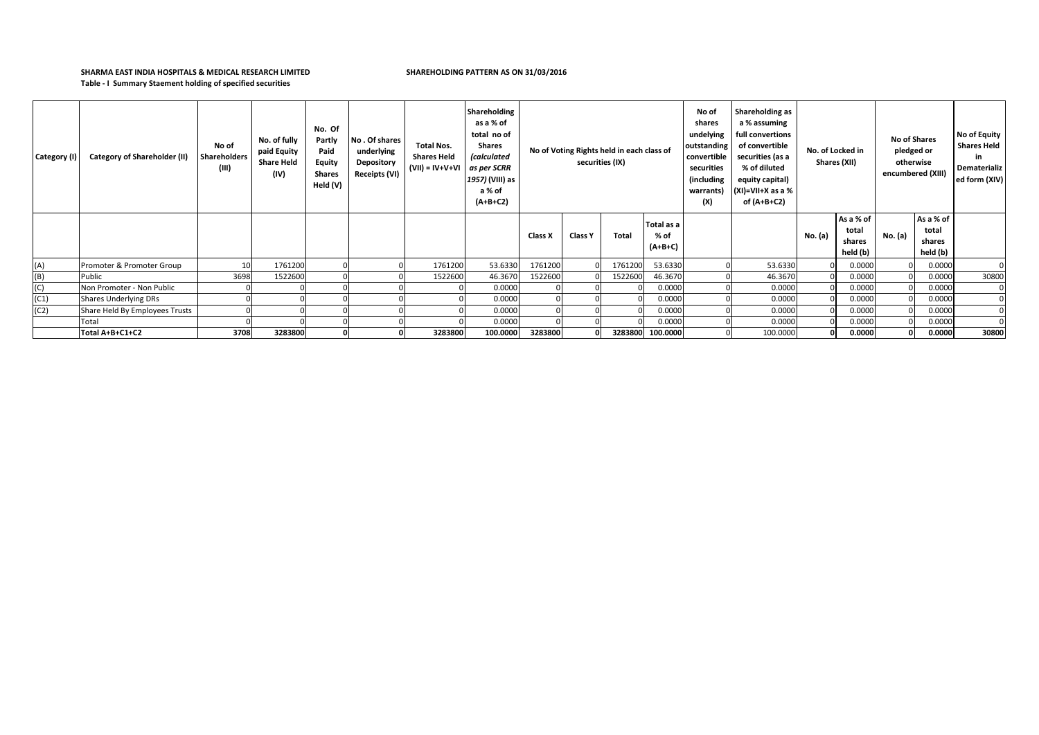**SHARMA EAST INDIA HOSPITALS & MEDICAL RESEARCH LIMITED** **SHAREHOLDING PATTERN AS ON 31/03/2016**

**Table - I Summary Staement holding of specified securities**

| Category (I) | Category of Shareholder (II) | No of Shareholders (III) | No. of fully paid Equity Share Held (IV) | No. Of Partly Paid Equity Shares Held (V) | No . Of shares underlying Depository Receipts (VI) | Total Nos. Shares Held (VII) = IV+V+VI | Shareholding as a % of total no of Shares *(calculated as per SCRR 1957)* (VIII) as a % of (A+B+C2) | No of Voting Rights held in each class of securities (IX) | | | | No of shares undelying outstanding convertible securities (including warrants) (X) | Shareholding as a % assuming full convertions of convertible securities (as a % of diluted equity capital) (XI)=VII+X as a % of (A+B+C2) | No. of Locked in Shares (XII) | | No of Shares pledged or otherwise encumbered (XIII) | | No of Equity Shares Held in Dematerialized form (XIV) |
|---|---|---|---|---|---|---|---|---|---|---|---|---|---|---|---|---|---|---|
| | | | | | | | | Class X | Class Y | Total | Total as a % of (A+B+C) | | | No. (a) | As a % of total shares held (b) | No. (a) | As a % of total shares held (b) | |
| (A) | Promoter & Promoter Group | 10 | 1761200 | 0 | 0 | 1761200 | 53.6330 | 1761200 | 0 | 1761200 | 53.6330 | 0 | 53.6330 | 0 | 0.0000 | 0 | 0.0000 | 0 |
| (B) | Public | 3698 | 1522600 | 0 | 0 | 1522600 | 46.3670 | 1522600 | 0 | 1522600 | 46.3670 | 0 | 46.3670 | 0 | 0.0000 | 0 | 0.0000 | 30800 |
| (C) | Non Promoter - Non Public | 0 | 0 | 0 | 0 | 0 | 0.0000 | 0 | 0 | 0 | 0.0000 | 0 | 0.0000 | 0 | 0.0000 | 0 | 0.0000 | 0 |
| (C1) | Shares Underlying DRs | 0 | 0 | 0 | 0 | 0 | 0.0000 | 0 | 0 | 0 | 0.0000 | 0 | 0.0000 | 0 | 0.0000 | 0 | 0.0000 | 0 |
| (C2) | Share Held By Employees Trusts | 0 | 0 | 0 | 0 | 0 | 0.0000 | 0 | 0 | 0 | 0.0000 | 0 | 0.0000 | 0 | 0.0000 | 0 | 0.0000 | 0 |
| | Total | 0 | 0 | 0 | 0 | 0 | 0.0000 | 0 | 0 | 0 | 0.0000 | 0 | 0.0000 | 0 | 0.0000 | 0 | 0.0000 | 0 |
| | **Total A+B+C1+C2** | **3708** | **3283800** | **0** | **0** | **3283800** | **100.0000** | **3283800** | **0** | **3283800** | **100.0000** | 0 | 100.0000 | **0** | **0.0000** | **0** | **0.0000** | **30800** |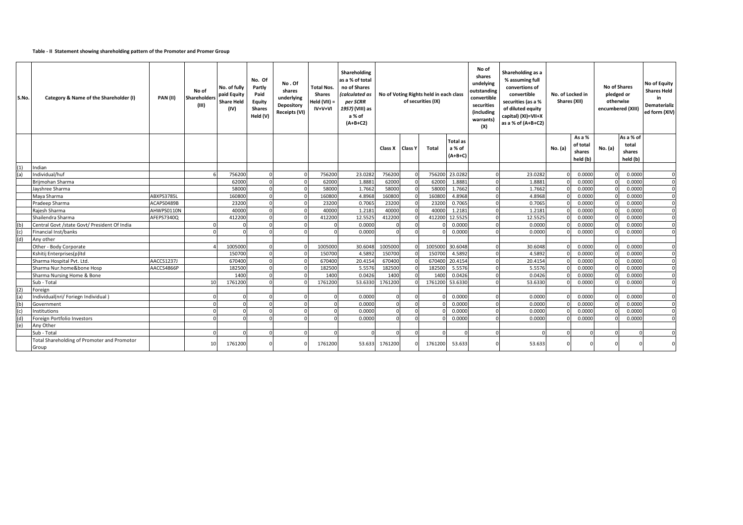**Table - II Statement showing shareholding pattern of the Promoter and Promer Group**

| S.No. | Category & Name of the Shareholder (I) | PAN (II) | No of Shareholders (III) | No. of fully paid Equity Share Held (IV) | No. Of Partly Paid Equity Shares Held (V) | No . Of shares underlying Depository Receipts (VI) | Total Nos. Shares Held (VII) = IV+V+VI | Shareholding as a % of total no of Shares (calculated as per SCRR 1957) (VIII) as a % of (A+B+C2) | No of Voting Rights held in each class of securities (IX) | | | | No of shares undelying outstanding convertible securities (including warrants) (X) | Shareholding as a % assuming full convertions of convertible securities (as a % of diluted equity capital) (XI)=VII+X as a % of (A+B+C2) | No. of Locked in Shares (XII) | | No of Shares pledged or otherwise encumbered (XIII) | | No of Equity Shares Held in Dematerialized form (XIV) |
|---|---|---|---|---|---|---|---|---|---|---|---|---|---|---|---|---|---|---|---|
| | | | | | | | | | Class X | Class Y | Total | Total as a % of (A+B+C) | | | No. (a) | As a % of total shares held (b) | No. (a) | As a % of total shares held (b) | |
| (1) | Indian | | | | | | | | | | | | | | | | | | |
| (a) | Individual/huf | | 6 | 756200 | 0 | 0 | 756200 | 23.0282 | 756200 | 0 | 756200 | 23.0282 | 0 | 23.0282 | 0 | 0.0000 | 0 | 0.0000 | 0 |
| | Brijmohan Sharma | | | 62000 | 0 | 0 | 62000 | 1.8881 | 62000 | 0 | 62000 | 1.8881 | 0 | 1.8881 | 0 | 0.0000 | 0 | 0.0000 | 0 |
| | Jayshree Sharma | | | 58000 | 0 | 0 | 58000 | 1.7662 | 58000 | 0 | 58000 | 1.7662 | 0 | 1.7662 | 0 | 0.0000 | 0 | 0.0000 | 0 |
| | Maya Sharma | ABXPS3785L | | 160800 | 0 | 0 | 160800 | 4.8968 | 160800 | 0 | 160800 | 4.8968 | 0 | 4.8968 | 0 | 0.0000 | 0 | 0.0000 | 0 |
| | Pradeep Sharma | ACAPS0489B | | 23200 | 0 | 0 | 23200 | 0.7065 | 23200 | 0 | 23200 | 0.7065 | 0 | 0.7065 | 0 | 0.0000 | 0 | 0.0000 | 0 |
| | Rajesh Sharma | AHWPS0110N | | 40000 | 0 | 0 | 40000 | 1.2181 | 40000 | 0 | 40000 | 1.2181 | 0 | 1.2181 | 0 | 0.0000 | 0 | 0.0000 | 0 |
| | Shailendra Sharma | AFEPS7340Q | | 412200 | 0 | 0 | 412200 | 12.5525 | 412200 | 0 | 412200 | 12.5525 | 0 | 12.5525 | 0 | 0.0000 | 0 | 0.0000 | 0 |
| (b) | Central Govt /state Govt/ President Of India | | 0 | 0 | 0 | 0 | 0 | 0.0000 | 0 | 0 | 0 | 0.0000 | 0 | 0.0000 | 0 | 0.0000 | 0 | 0.0000 | 0 |
| (c) | Financial Inst/banks | | 0 | 0 | 0 | 0 | 0 | 0.0000 | 0 | 0 | 0 | 0.0000 | 0 | 0.0000 | 0 | 0.0000 | 0 | 0.0000 | 0 |
| (d) | Any other | | | | | | | | | | | | | | | | | | |
| | Other - Body Corporate | | 4 | 1005000 | 0 | 0 | 1005000 | 30.6048 | 1005000 | 0 | 1005000 | 30.6048 | 0 | 30.6048 | 0 | 0.0000 | 0 | 0.0000 | 0 |
| | Kshitij Enterprises(p)ltd | | | 150700 | 0 | 0 | 150700 | 4.5892 | 150700 | 0 | 150700 | 4.5892 | 0 | 4.5892 | 0 | 0.0000 | 0 | 0.0000 | 0 |
| | Sharma Hospital Pvt. Ltd. | AACCS1237J | | 670400 | 0 | 0 | 670400 | 20.4154 | 670400 | 0 | 670400 | 20.4154 | 0 | 20.4154 | 0 | 0.0000 | 0 | 0.0000 | 0 |
| | Sharma Nur.home&bone Hosp | AACCS4866P | | 182500 | 0 | 0 | 182500 | 5.5576 | 182500 | 0 | 182500 | 5.5576 | 0 | 5.5576 | 0 | 0.0000 | 0 | 0.0000 | 0 |
| | Sharma Nursing Home & Bone | | | 1400 | 0 | 0 | 1400 | 0.0426 | 1400 | 0 | 1400 | 0.0426 | 0 | 0.0426 | 0 | 0.0000 | 0 | 0.0000 | 0 |
| | Sub - Total | | 10 | 1761200 | 0 | 0 | 1761200 | 53.6330 | 1761200 | 0 | 1761200 | 53.6330 | 0 | 53.6330 | 0 | 0.0000 | 0 | 0.0000 | 0 |
| (2) | Foreign | | | | | | | | | | | | | | | | | | |
| (a) | Individual(nri/ Foriegn Individual ) | | 0 | 0 | 0 | 0 | 0 | 0.0000 | 0 | 0 | 0 | 0.0000 | 0 | 0.0000 | 0 | 0.0000 | 0 | 0.0000 | 0 |
| (b) | Government | | 0 | 0 | 0 | 0 | 0 | 0.0000 | 0 | 0 | 0 | 0.0000 | 0 | 0.0000 | 0 | 0.0000 | 0 | 0.0000 | 0 |
| (c) | Institutions | | 0 | 0 | 0 | 0 | 0 | 0.0000 | 0 | 0 | 0 | 0.0000 | 0 | 0.0000 | 0 | 0.0000 | 0 | 0.0000 | 0 |
| (d) | Foreign Portfolio Investors | | 0 | 0 | 0 | 0 | 0 | 0.0000 | 0 | 0 | 0 | 0.0000 | 0 | 0.0000 | 0 | 0.0000 | 0 | 0.0000 | 0 |
| (e) | Any Other | | | | | | | | | | | | | | | | | | |
| | Sub - Total | | 0 | 0 | 0 | 0 | 0 | 0 | 0 | 0 | 0 | 0 | 0 | 0 | 0 | 0 | 0 | 0 | 0 |
| | Total Shareholding of Promoter and Promotor Group | | 10 | 1761200 | 0 | 0 | 1761200 | 53.633 | 1761200 | 0 | 1761200 | 53.633 | 0 | 53.633 | 0 | 0 | 0 | 0 | 0 |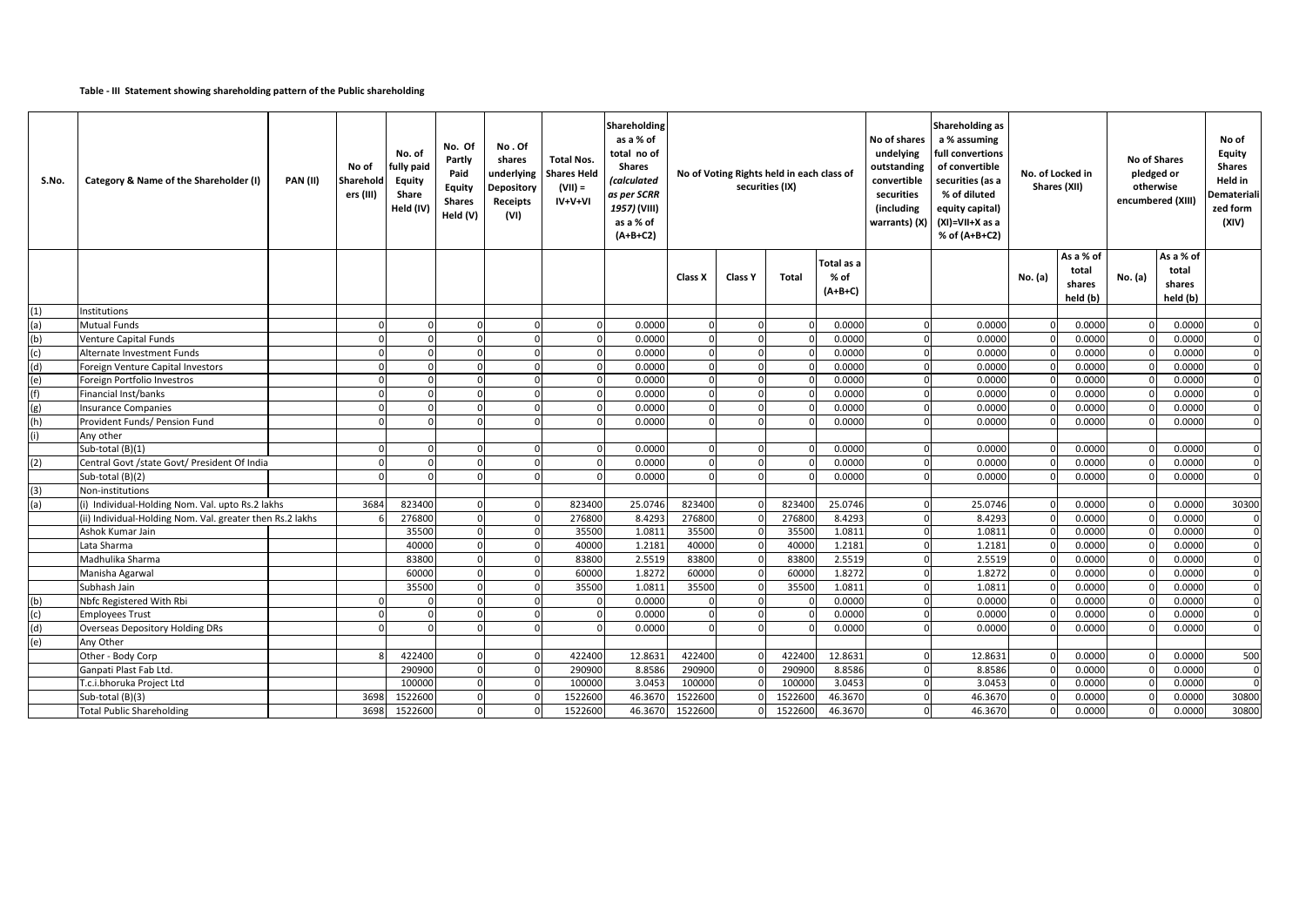**Table - III Statement showing shareholding pattern of the Public shareholding**

| S.No. | Category & Name of the Shareholder (I) | PAN (II) | No of Shareholders (III) | No. of fully paid Equity Share Held (IV) | No. Of Partly Paid Equity Shares Held (V) | No . Of shares underlying Depository Receipts (VI) | Total Nos. Shares Held (VII) = IV+V+VI | Shareholding as a % of total no of Shares *(calculated as per SCRR 1957)* (VIII) as a % of (A+B+C2) | No of Voting Rights held in each class of securities (IX) | | | | No of shares undelying outstanding convertible securities (including warrants) (X) | Shareholding as a % assuming full convertions of convertible securities (as a % of diluted equity capital) (XI)=VII+X as a % of (A+B+C2) | No. of Locked in Shares (XII) | | No of Shares pledged or otherwise encumbered (XIII) | | No of Equity Shares Held in Dematerialized form (XIV) |
|---|---|---|---|---|---|---|---|---|---|---|---|---|---|---|---|---|---|---|---|
| | | | | | | | | | Class X | Class Y | Total | Total as a % of (A+B+C) | | | No. (a) | As a % of total shares held (b) | No. (a) | As a % of total shares held (b) | |
| (1) | Institutions | | | | | | | | | | | | | | | | | | |
| (a) | Mutual Funds | | 0 | 0 | 0 | 0 | 0 | 0.0000 | 0 | 0 | 0 | 0.0000 | 0 | 0.0000 | 0 | 0.0000 | 0 | 0.0000 | 0 |
| (b) | Venture Capital Funds | | 0 | 0 | 0 | 0 | 0 | 0.0000 | 0 | 0 | 0 | 0.0000 | 0 | 0.0000 | 0 | 0.0000 | 0 | 0.0000 | 0 |
| (c) | Alternate Investment Funds | | 0 | 0 | 0 | 0 | 0 | 0.0000 | 0 | 0 | 0 | 0.0000 | 0 | 0.0000 | 0 | 0.0000 | 0 | 0.0000 | 0 |
| (d) | Foreign Venture Capital Investors | | 0 | 0 | 0 | 0 | 0 | 0.0000 | 0 | 0 | 0 | 0.0000 | 0 | 0.0000 | 0 | 0.0000 | 0 | 0.0000 | 0 |
| (e) | Foreign Portfolio Investros | | 0 | 0 | 0 | 0 | 0 | 0.0000 | 0 | 0 | 0 | 0.0000 | 0 | 0.0000 | 0 | 0.0000 | 0 | 0.0000 | 0 |
| (f) | Financial Inst/banks | | 0 | 0 | 0 | 0 | 0 | 0.0000 | 0 | 0 | 0 | 0.0000 | 0 | 0.0000 | 0 | 0.0000 | 0 | 0.0000 | 0 |
| (g) | Insurance Companies | | 0 | 0 | 0 | 0 | 0 | 0.0000 | 0 | 0 | 0 | 0.0000 | 0 | 0.0000 | 0 | 0.0000 | 0 | 0.0000 | 0 |
| (h) | Provident Funds/ Pension Fund | | 0 | 0 | 0 | 0 | 0 | 0.0000 | 0 | 0 | 0 | 0.0000 | 0 | 0.0000 | 0 | 0.0000 | 0 | 0.0000 | 0 |
| (i) | Any other | | | | | | | | | | | | | | | | | | |
| | Sub-total (B)(1) | | 0 | 0 | 0 | 0 | 0 | 0.0000 | 0 | 0 | 0 | 0.0000 | 0 | 0.0000 | 0 | 0.0000 | 0 | 0.0000 | 0 |
| (2) | Central Govt /state Govt/ President Of India | | 0 | 0 | 0 | 0 | 0 | 0.0000 | 0 | 0 | 0 | 0.0000 | 0 | 0.0000 | 0 | 0.0000 | 0 | 0.0000 | 0 |
| | Sub-total (B)(2) | | 0 | 0 | 0 | 0 | 0 | 0.0000 | 0 | 0 | 0 | 0.0000 | 0 | 0.0000 | 0 | 0.0000 | 0 | 0.0000 | 0 |
| (3) | Non-institutions | | | | | | | | | | | | | | | | | | |
| (a) | (i) Individual-Holding Nom. Val. upto Rs.2 lakhs | | 3684 | 823400 | 0 | 0 | 823400 | 25.0746 | 823400 | 0 | 823400 | 25.0746 | 0 | 25.0746 | 0 | 0.0000 | 0 | 0.0000 | 30300 |
| | (ii) Individual-Holding Nom. Val. greater then Rs.2 lakhs | | 6 | 276800 | 0 | 0 | 276800 | 8.4293 | 276800 | 0 | 276800 | 8.4293 | 0 | 8.4293 | 0 | 0.0000 | 0 | 0.0000 | 0 |
| | Ashok Kumar Jain | | | 35500 | 0 | 0 | 35500 | 1.0811 | 35500 | 0 | 35500 | 1.0811 | 0 | 1.0811 | 0 | 0.0000 | 0 | 0.0000 | 0 |
| | Lata Sharma | | | 40000 | 0 | 0 | 40000 | 1.2181 | 40000 | 0 | 40000 | 1.2181 | 0 | 1.2181 | 0 | 0.0000 | 0 | 0.0000 | 0 |
| | Madhulika Sharma | | | 83800 | 0 | 0 | 83800 | 2.5519 | 83800 | 0 | 83800 | 2.5519 | 0 | 2.5519 | 0 | 0.0000 | 0 | 0.0000 | 0 |
| | Manisha Agarwal | | | 60000 | 0 | 0 | 60000 | 1.8272 | 60000 | 0 | 60000 | 1.8272 | 0 | 1.8272 | 0 | 0.0000 | 0 | 0.0000 | 0 |
| | Subhash Jain | | | 35500 | 0 | 0 | 35500 | 1.0811 | 35500 | 0 | 35500 | 1.0811 | 0 | 1.0811 | 0 | 0.0000 | 0 | 0.0000 | 0 |
| (b) | Nbfc Registered With Rbi | | 0 | 0 | 0 | 0 | 0 | 0.0000 | 0 | 0 | 0 | 0.0000 | 0 | 0.0000 | 0 | 0.0000 | 0 | 0.0000 | 0 |
| (c) | Employees Trust | | 0 | 0 | 0 | 0 | 0 | 0.0000 | 0 | 0 | 0 | 0.0000 | 0 | 0.0000 | 0 | 0.0000 | 0 | 0.0000 | 0 |
| (d) | Overseas Depository Holding DRs | | 0 | 0 | 0 | 0 | 0 | 0.0000 | 0 | 0 | 0 | 0.0000 | 0 | 0.0000 | 0 | 0.0000 | 0 | 0.0000 | 0 |
| (e) | Any Other | | | | | | | | | | | | | | | | | | |
| | Other - Body Corp | | 8 | 422400 | 0 | 0 | 422400 | 12.8631 | 422400 | 0 | 422400 | 12.8631 | 0 | 12.8631 | 0 | 0.0000 | 0 | 0.0000 | 500 |
| | Ganpati Plast Fab Ltd. | | | 290900 | 0 | 0 | 290900 | 8.8586 | 290900 | 0 | 290900 | 8.8586 | 0 | 8.8586 | 0 | 0.0000 | 0 | 0.0000 | 0 |
| | T.c.i.bhoruka Project Ltd | | | 100000 | 0 | 0 | 100000 | 3.0453 | 100000 | 0 | 100000 | 3.0453 | 0 | 3.0453 | 0 | 0.0000 | 0 | 0.0000 | 0 |
| | Sub-total (B)(3) | | 3698 | 1522600 | 0 | 0 | 1522600 | 46.3670 | 1522600 | 0 | 1522600 | 46.3670 | 0 | 46.3670 | 0 | 0.0000 | 0 | 0.0000 | 30800 |
| | Total Public Shareholding | | 3698 | 1522600 | 0 | 0 | 1522600 | 46.3670 | 1522600 | 0 | 1522600 | 46.3670 | 0 | 46.3670 | 0 | 0.0000 | 0 | 0.0000 | 30800 |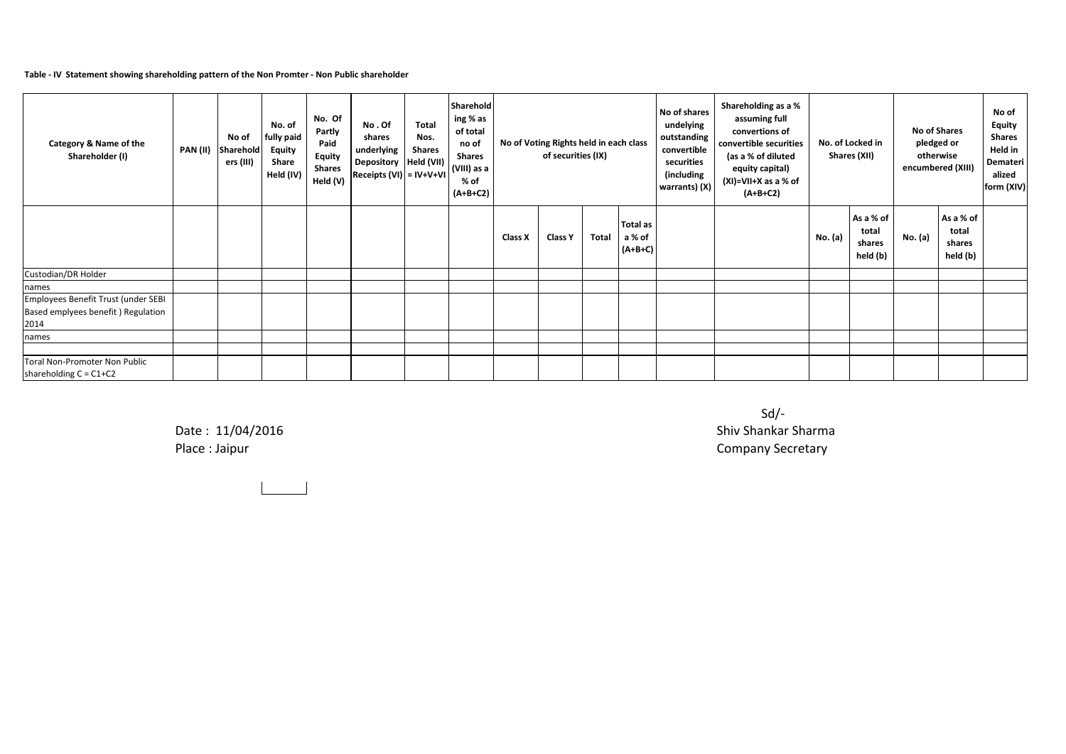**Table - IV Statement showing shareholding pattern of the Non Promter - Non Public shareholder**

| Category & Name of the Shareholder (I) | PAN (II) | No of Shareholders (III) | No. of fully paid Equity Share Held (IV) | No. Of Partly Paid Equity Shares Held (V) | No . Of shares underlying Depository Receipts (VI) | Total Nos. Shares Held (VII) = IV+V+VI | Shareholding % as of total no of Shares (VIII) as a % of (A+B+C2) | No of Voting Rights held in each class of securities (IX) | | | | No of shares undelying outstanding convertible securities (including warrants) (X) | Shareholding as a % assuming full convertions of convertible securities (as a % of diluted equity capital) (XI)=VII+X as a % of (A+B+C2) | No. of Locked in Shares (XII) | | No of Shares pledged or otherwise encumbered (XIII) | | No of Equity Shares Held in Dematerialized form (XIV) |
|---|---|---|---|---|---|---|---|---|---|---|---|---|---|---|---|---|---|---|
| | | | | | | | | Class X | Class Y | Total | Total as a % of (A+B+C) | | | No. (a) | As a % of total shares held (b) | No. (a) | As a % of total shares held (b) | |
| Custodian/DR Holder | | | | | | | | | | | | | | | | | | |
| names | | | | | | | | | | | | | | | | | | |
| Employees Benefit Trust (under SEBI Based emplyees benefit ) Regulation 2014 | | | | | | | | | | | | | | | | | | |
| names | | | | | | | | | | | | | | | | | | |
| | | | | | | | | | | | | | | | | | | |
| Toral Non-Promoter Non Public shareholding C = C1+C2 | | | | | | | | | | | | | | | | | | |

Date : 11/04/2016
Place : Jaipur

Sd/-
Shiv Shankar Sharma
Company Secretary